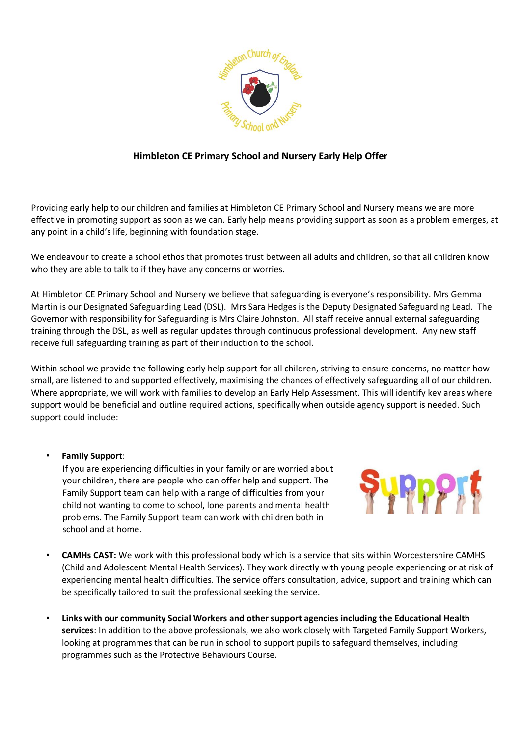# Himbleton CE Primary School and Nursery Early Help Offer

Providing early help to our children and families at Himbleton CE Primary School and Nursery means we are more effective in promoting support as soon as we can. Early help means providing support as soon as a problem emerges, at any point in a child's life, beginning with foundation stage.

We endeavour to create a school ethos that promotes trust between all adults and children, so that all children know who they are able to talk to if they have any concerns or worries.

At Himbleton CE Primary School and Nursery we believe that safeguarding is everyone's responsibility. Mrs Gemma Martin is our Designated Safeguarding Lead (DSL). Mrs Sara Hedges is the Deputy Designated Safeguarding Lead. The Governor with responsibility for Safeguarding is Mrs Claire Johnston. All staff receive annual external safeguarding training through the DSL, as well as regular updates through continuous professional development. Any new staff receive full safeguarding training as part of their induction to the school.

Within school we provide the following early help support for all children, striving to ensure concerns, no matter how small, are listened to and supported effectively, maximising the chances of effectively safeguarding all of our children. Where appropriate, we will work with families to develop an Early Help Assessment. This will identify key areas where support would be beneficial and outline required actions, specifically when outside agency support is needed. Such support could include:

- **Family Support**:
  If you are experiencing difficulties in your family or are worried about your children, there are people who can offer help and support. The Family Support team can help with a range of difficulties from your child not wanting to come to school, lone parents and mental health problems. The Family Support team can work with children both in school and at home.

- **CAMHs CAST:** We work with this professional body which is a service that sits within Worcestershire CAMHS (Child and Adolescent Mental Health Services). They work directly with young people experiencing or at risk of experiencing mental health difficulties. The service offers consultation, advice, support and training which can be specifically tailored to suit the professional seeking the service.

- **Links with our community Social Workers and other support agencies including the Educational Health services**: In addition to the above professionals, we also work closely with Targeted Family Support Workers, looking at programmes that can be run in school to support pupils to safeguard themselves, including programmes such as the Protective Behaviours Course.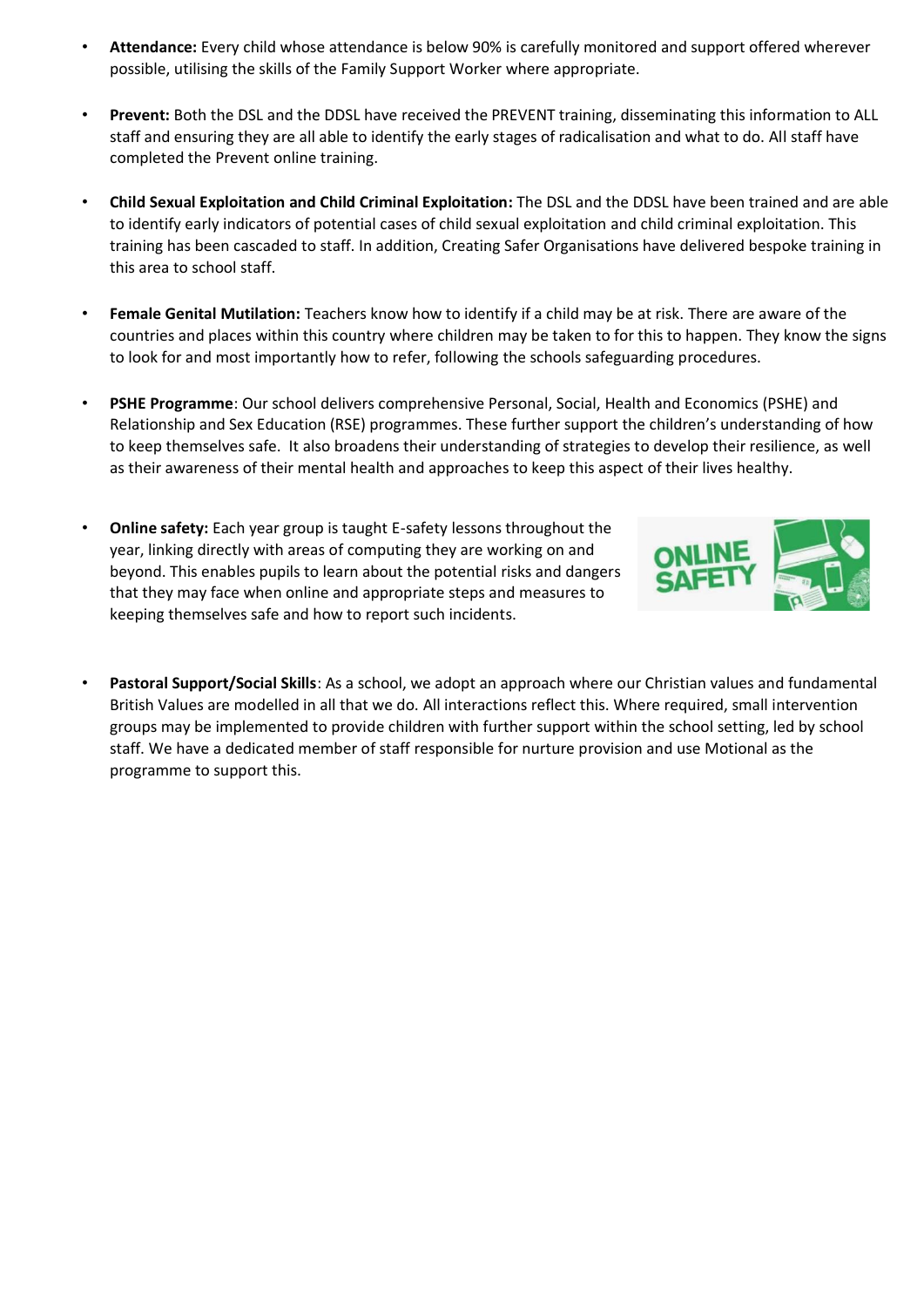- **Attendance:** Every child whose attendance is below 90% is carefully monitored and support offered wherever possible, utilising the skills of the Family Support Worker where appropriate.

- **Prevent:** Both the DSL and the DDSL have received the PREVENT training, disseminating this information to ALL staff and ensuring they are all able to identify the early stages of radicalisation and what to do. All staff have completed the Prevent online training.

- **Child Sexual Exploitation and Child Criminal Exploitation:** The DSL and the DDSL have been trained and are able to identify early indicators of potential cases of child sexual exploitation and child criminal exploitation. This training has been cascaded to staff. In addition, Creating Safer Organisations have delivered bespoke training in this area to school staff.

- **Female Genital Mutilation:** Teachers know how to identify if a child may be at risk. There are aware of the countries and places within this country where children may be taken to for this to happen. They know the signs to look for and most importantly how to refer, following the schools safeguarding procedures.

- **PSHE Programme**: Our school delivers comprehensive Personal, Social, Health and Economics (PSHE) and Relationship and Sex Education (RSE) programmes. These further support the children's understanding of how to keep themselves safe. It also broadens their understanding of strategies to develop their resilience, as well as their awareness of their mental health and approaches to keep this aspect of their lives healthy.

- **Online safety:** Each year group is taught E-safety lessons throughout the year, linking directly with areas of computing they are working on and beyond. This enables pupils to learn about the potential risks and dangers that they may face when online and appropriate steps and measures to keeping themselves safe and how to report such incidents.

- **Pastoral Support/Social Skills**: As a school, we adopt an approach where our Christian values and fundamental British Values are modelled in all that we do. All interactions reflect this. Where required, small intervention groups may be implemented to provide children with further support within the school setting, led by school staff. We have a dedicated member of staff responsible for nurture provision and use Motional as the programme to support this.